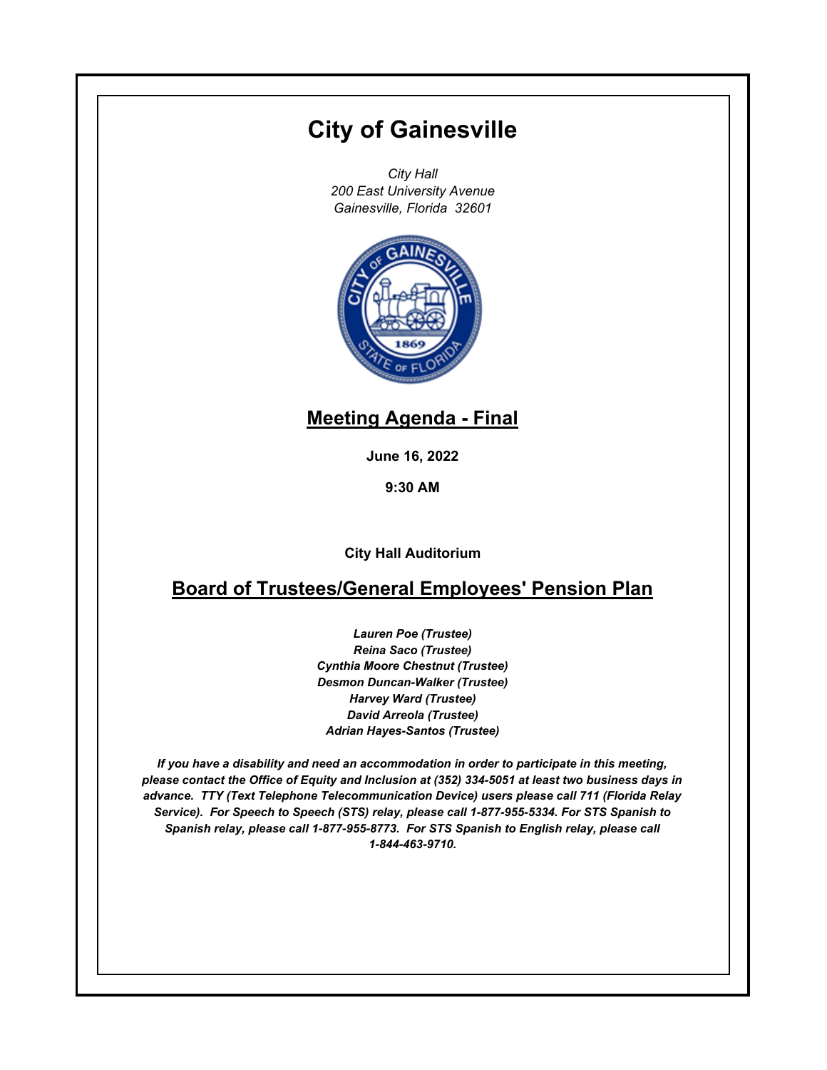# City of Gainesville

*City Hall*
*200 East University Avenue*
*Gainesville, Florida 32601*

## Meeting Agenda - Final

**June 16, 2022**

**9:30 AM**

**City Hall Auditorium**

## Board of Trustees/General Employees' Pension Plan

***Lauren Poe (Trustee)***
***Reina Saco (Trustee)***
***Cynthia Moore Chestnut (Trustee)***
***Desmon Duncan-Walker (Trustee)***
***Harvey Ward (Trustee)***
***David Arreola (Trustee)***
***Adrian Hayes-Santos (Trustee)***

***If you have a disability and need an accommodation in order to participate in this meeting, please contact the Office of Equity and Inclusion at (352) 334-5051 at least two business days in advance. TTY (Text Telephone Telecommunication Device) users please call 711 (Florida Relay Service). For Speech to Speech (STS) relay, please call 1-877-955-5334. For STS Spanish to Spanish relay, please call 1-877-955-8773. For STS Spanish to English relay, please call 1-844-463-9710.***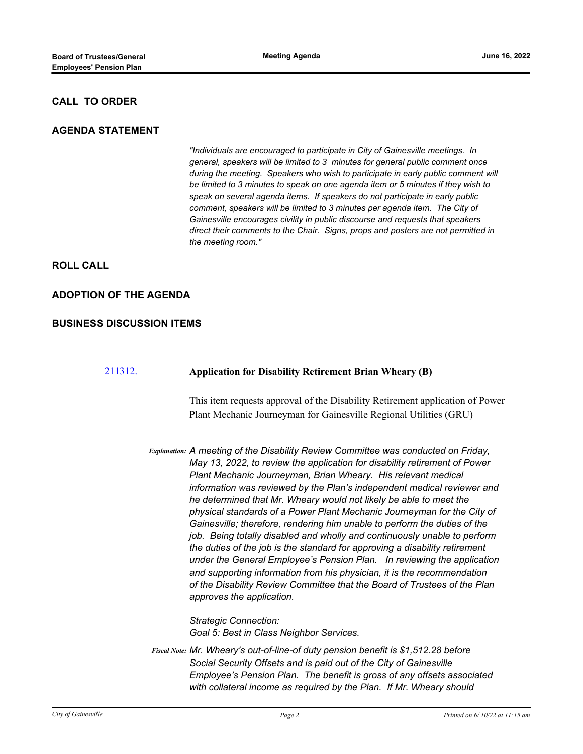## CALL TO ORDER

## AGENDA STATEMENT

*"Individuals are encouraged to participate in City of Gainesville meetings. In general, speakers will be limited to 3 minutes for general public comment once during the meeting. Speakers who wish to participate in early public comment will be limited to 3 minutes to speak on one agenda item or 5 minutes if they wish to speak on several agenda items. If speakers do not participate in early public comment, speakers will be limited to 3 minutes per agenda item. The City of Gainesville encourages civility in public discourse and requests that speakers direct their comments to the Chair. Signs, props and posters are not permitted in the meeting room."*

## ROLL CALL

## ADOPTION OF THE AGENDA

## BUSINESS DISCUSSION ITEMS

[211312.](211312.) **Application for Disability Retirement Brian Wheary (B)**

This item requests approval of the Disability Retirement application of Power Plant Mechanic Journeyman for Gainesville Regional Utilities (GRU)

***Explanation:*** *A meeting of the Disability Review Committee was conducted on Friday, May 13, 2022, to review the application for disability retirement of Power Plant Mechanic Journeyman, Brian Wheary. His relevant medical information was reviewed by the Plan's independent medical reviewer and he determined that Mr. Wheary would not likely be able to meet the physical standards of a Power Plant Mechanic Journeyman for the City of Gainesville; therefore, rendering him unable to perform the duties of the job. Being totally disabled and wholly and continuously unable to perform the duties of the job is the standard for approving a disability retirement under the General Employee's Pension Plan. In reviewing the application and supporting information from his physician, it is the recommendation of the Disability Review Committee that the Board of Trustees of the Plan approves the application.*

*Strategic Connection:*
*Goal 5: Best in Class Neighbor Services.*

***Fiscal Note:*** *Mr. Wheary's out-of-line-of duty pension benefit is $1,512.28 before Social Security Offsets and is paid out of the City of Gainesville Employee's Pension Plan. The benefit is gross of any offsets associated with collateral income as required by the Plan. If Mr. Wheary should*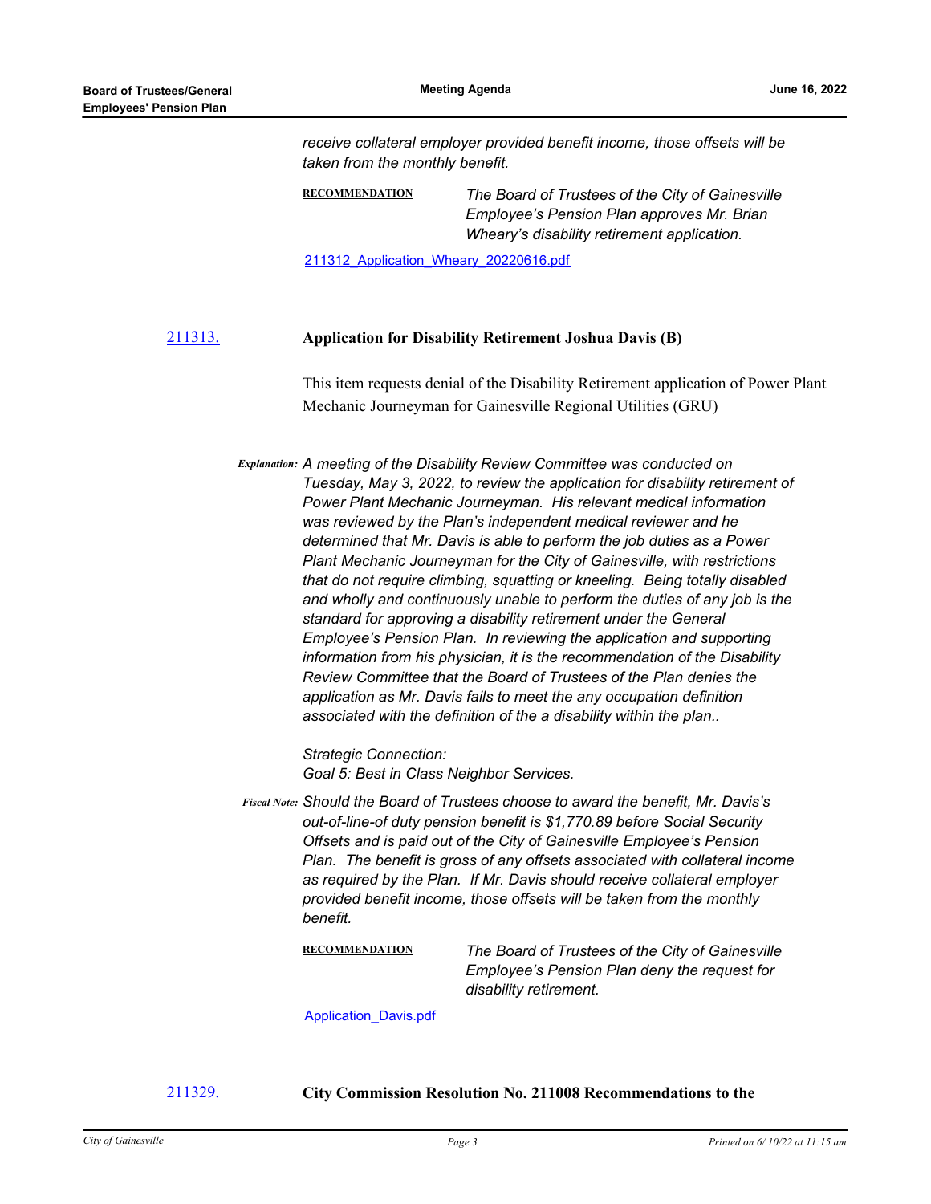*receive collateral employer provided benefit income, those offsets will be taken from the monthly benefit.*

**RECOMMENDATION** *The Board of Trustees of the City of Gainesville Employee's Pension Plan approves Mr. Brian Wheary's disability retirement application.*

211312_Application_Wheary_20220616.pdf

[211313.](211313.) **Application for Disability Retirement Joshua Davis (B)**

This item requests denial of the Disability Retirement application of Power Plant Mechanic Journeyman for Gainesville Regional Utilities (GRU)

*Explanation:* *A meeting of the Disability Review Committee was conducted on Tuesday, May 3, 2022, to review the application for disability retirement of Power Plant Mechanic Journeyman. His relevant medical information was reviewed by the Plan's independent medical reviewer and he determined that Mr. Davis is able to perform the job duties as a Power Plant Mechanic Journeyman for the City of Gainesville, with restrictions that do not require climbing, squatting or kneeling. Being totally disabled and wholly and continuously unable to perform the duties of any job is the standard for approving a disability retirement under the General Employee's Pension Plan. In reviewing the application and supporting information from his physician, it is the recommendation of the Disability Review Committee that the Board of Trustees of the Plan denies the application as Mr. Davis fails to meet the any occupation definition associated with the definition of the a disability within the plan..*

*Strategic Connection:*
*Goal 5: Best in Class Neighbor Services.*

*Fiscal Note:* *Should the Board of Trustees choose to award the benefit, Mr. Davis's out-of-line-of duty pension benefit is $1,770.89 before Social Security Offsets and is paid out of the City of Gainesville Employee's Pension Plan. The benefit is gross of any offsets associated with collateral income as required by the Plan. If Mr. Davis should receive collateral employer provided benefit income, those offsets will be taken from the monthly benefit.*

**RECOMMENDATION** *The Board of Trustees of the City of Gainesville Employee's Pension Plan deny the request for disability retirement.*

Application_Davis.pdf

211329. **City Commission Resolution No. 211008 Recommendations to the**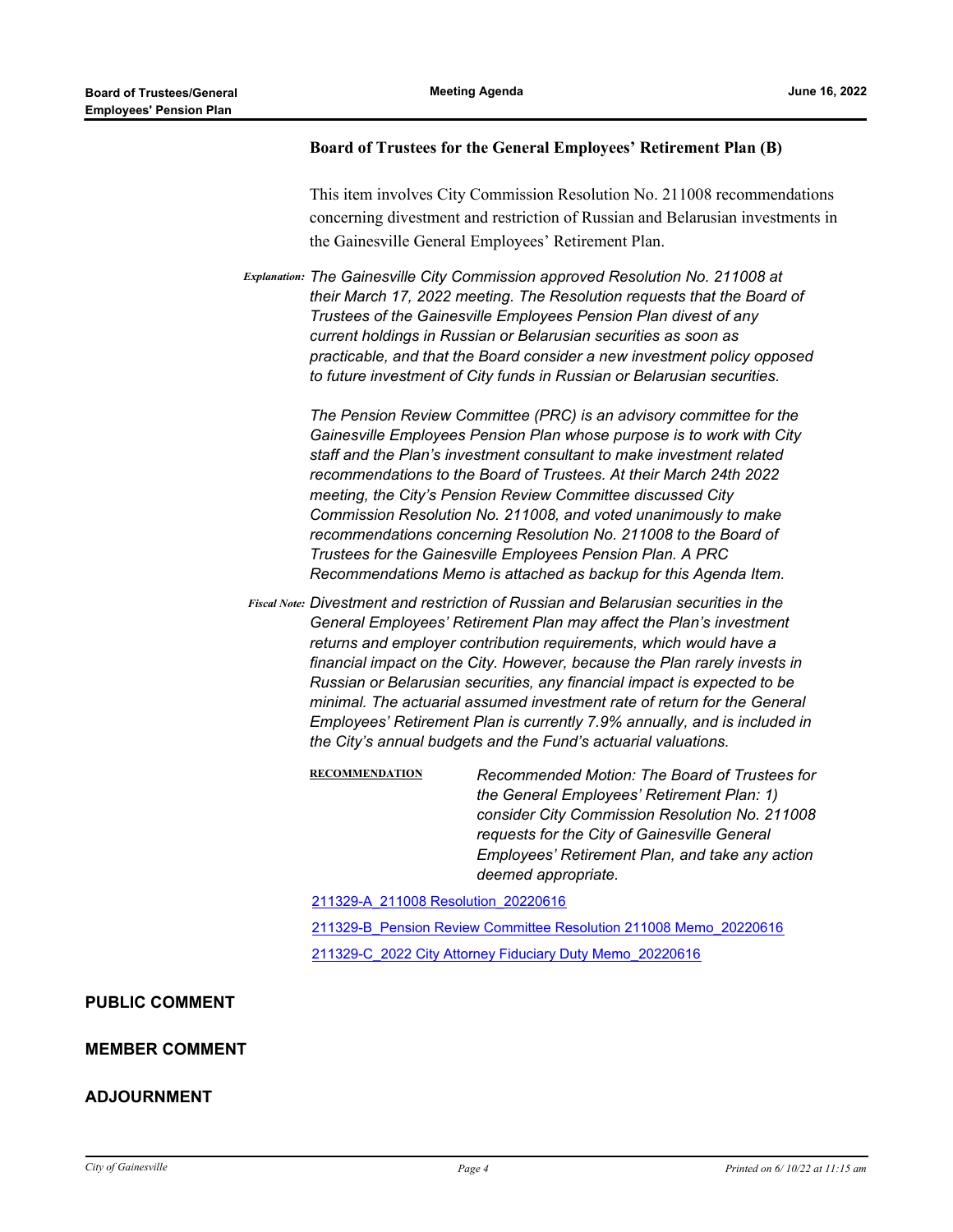**Board of Trustees for the General Employees' Retirement Plan (B)**

This item involves City Commission Resolution No. 211008 recommendations concerning divestment and restriction of Russian and Belarusian investments in the Gainesville General Employees' Retirement Plan.

*Explanation:* *The Gainesville City Commission approved Resolution No. 211008 at their March 17, 2022 meeting. The Resolution requests that the Board of Trustees of the Gainesville Employees Pension Plan divest of any current holdings in Russian or Belarusian securities as soon as practicable, and that the Board consider a new investment policy opposed to future investment of City funds in Russian or Belarusian securities.*

*The Pension Review Committee (PRC) is an advisory committee for the Gainesville Employees Pension Plan whose purpose is to work with City staff and the Plan's investment consultant to make investment related recommendations to the Board of Trustees. At their March 24th 2022 meeting, the City's Pension Review Committee discussed City Commission Resolution No. 211008, and voted unanimously to make recommendations concerning Resolution No. 211008 to the Board of Trustees for the Gainesville Employees Pension Plan. A PRC Recommendations Memo is attached as backup for this Agenda Item.*

*Fiscal Note:* *Divestment and restriction of Russian and Belarusian securities in the General Employees' Retirement Plan may affect the Plan's investment returns and employer contribution requirements, which would have a financial impact on the City. However, because the Plan rarely invests in Russian or Belarusian securities, any financial impact is expected to be minimal. The actuarial assumed investment rate of return for the General Employees' Retirement Plan is currently 7.9% annually, and is included in the City's annual budgets and the Fund's actuarial valuations.*

**RECOMMENDATION** *Recommended Motion: The Board of Trustees for the General Employees' Retirement Plan: 1) consider City Commission Resolution No. 211008 requests for the City of Gainesville General Employees' Retirement Plan, and take any action deemed appropriate.*

211329-A_211008 Resolution_20220616

211329-B_Pension Review Committee Resolution 211008 Memo_20220616

211329-C_2022 City Attorney Fiduciary Duty Memo_20220616

## PUBLIC COMMENT

## MEMBER COMMENT

## ADJOURNMENT